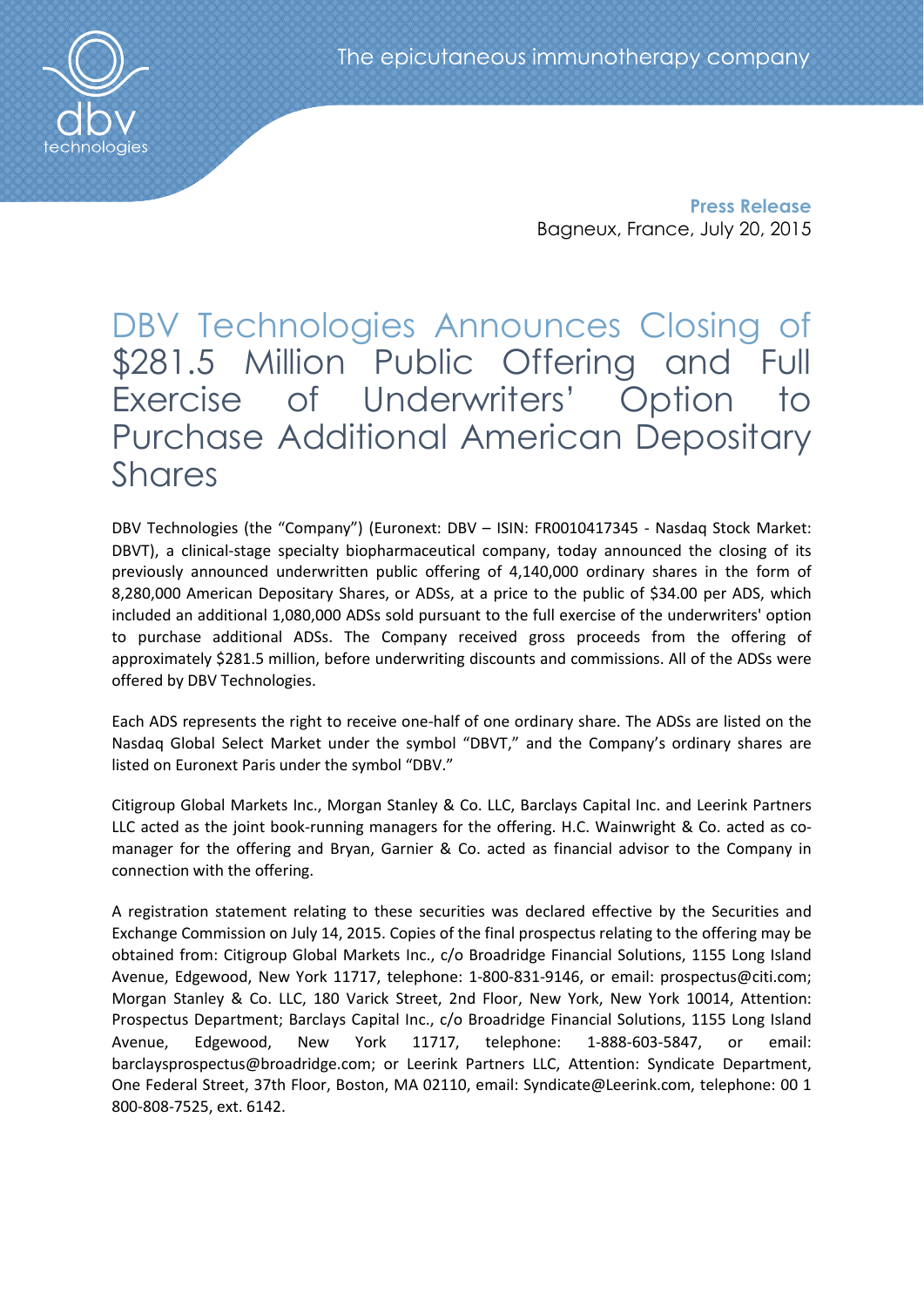The epicutaneous immunotherapy company

**Press Release**
Bagneux, France, July 20, 2015

# DBV Technologies Announces Closing of $281.5 Million Public Offering and Full Exercise of Underwriters' Option to Purchase Additional American Depositary Shares

DBV Technologies (the "Company") (Euronext: DBV – ISIN: FR0010417345 - Nasdaq Stock Market: DBVT), a clinical-stage specialty biopharmaceutical company, today announced the closing of its previously announced underwritten public offering of 4,140,000 ordinary shares in the form of 8,280,000 American Depositary Shares, or ADSs, at a price to the public of $34.00 per ADS, which included an additional 1,080,000 ADSs sold pursuant to the full exercise of the underwriters' option to purchase additional ADSs. The Company received gross proceeds from the offering of approximately $281.5 million, before underwriting discounts and commissions. All of the ADSs were offered by DBV Technologies.

Each ADS represents the right to receive one-half of one ordinary share. The ADSs are listed on the Nasdaq Global Select Market under the symbol "DBVT," and the Company's ordinary shares are listed on Euronext Paris under the symbol "DBV."

Citigroup Global Markets Inc., Morgan Stanley & Co. LLC, Barclays Capital Inc. and Leerink Partners LLC acted as the joint book-running managers for the offering. H.C. Wainwright & Co. acted as co-manager for the offering and Bryan, Garnier & Co. acted as financial advisor to the Company in connection with the offering.

A registration statement relating to these securities was declared effective by the Securities and Exchange Commission on July 14, 2015. Copies of the final prospectus relating to the offering may be obtained from: Citigroup Global Markets Inc., c/o Broadridge Financial Solutions, 1155 Long Island Avenue, Edgewood, New York 11717, telephone: 1-800-831-9146, or email: prospectus@citi.com; Morgan Stanley & Co. LLC, 180 Varick Street, 2nd Floor, New York, New York 10014, Attention: Prospectus Department; Barclays Capital Inc., c/o Broadridge Financial Solutions, 1155 Long Island Avenue, Edgewood, New York 11717, telephone: 1-888-603-5847, or email: barclaysprospectus@broadridge.com; or Leerink Partners LLC, Attention: Syndicate Department, One Federal Street, 37th Floor, Boston, MA 02110, email: Syndicate@Leerink.com, telephone: 00 1 800-808-7525, ext. 6142.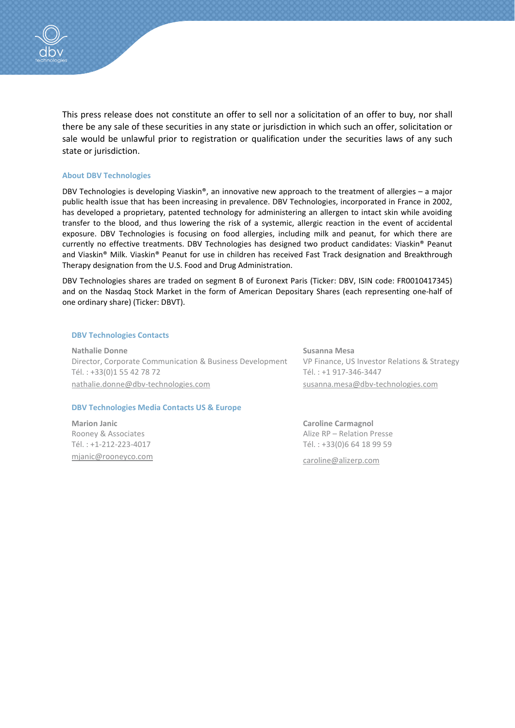This press release does not constitute an offer to sell nor a solicitation of an offer to buy, nor shall there be any sale of these securities in any state or jurisdiction in which such an offer, solicitation or sale would be unlawful prior to registration or qualification under the securities laws of any such state or jurisdiction.

### About DBV Technologies

DBV Technologies is developing Viaskin®, an innovative new approach to the treatment of allergies – a major public health issue that has been increasing in prevalence. DBV Technologies, incorporated in France in 2002, has developed a proprietary, patented technology for administering an allergen to intact skin while avoiding transfer to the blood, and thus lowering the risk of a systemic, allergic reaction in the event of accidental exposure. DBV Technologies is focusing on food allergies, including milk and peanut, for which there are currently no effective treatments. DBV Technologies has designed two product candidates: Viaskin® Peanut and Viaskin® Milk. Viaskin® Peanut for use in children has received Fast Track designation and Breakthrough Therapy designation from the U.S. Food and Drug Administration.

DBV Technologies shares are traded on segment B of Euronext Paris (Ticker: DBV, ISIN code: FR0010417345) and on the Nasdaq Stock Market in the form of American Depositary Shares (each representing one-half of one ordinary share) (Ticker: DBVT).

### DBV Technologies Contacts

**Nathalie Donne**
Director, Corporate Communication & Business Development
Tél. : +33(0)1 55 42 78 72
nathalie.donne@dbv-technologies.com

**Susanna Mesa**
VP Finance, US Investor Relations & Strategy
Tél. : +1 917-346-3447
susanna.mesa@dbv-technologies.com

### DBV Technologies Media Contacts US & Europe

**Marion Janic**
Rooney & Associates
Tél. : +1-212-223-4017
mjanic@rooneyco.com

**Caroline Carmagnol**
Alize RP – Relation Presse
Tél. : +33(0)6 64 18 99 59
caroline@alizerp.com